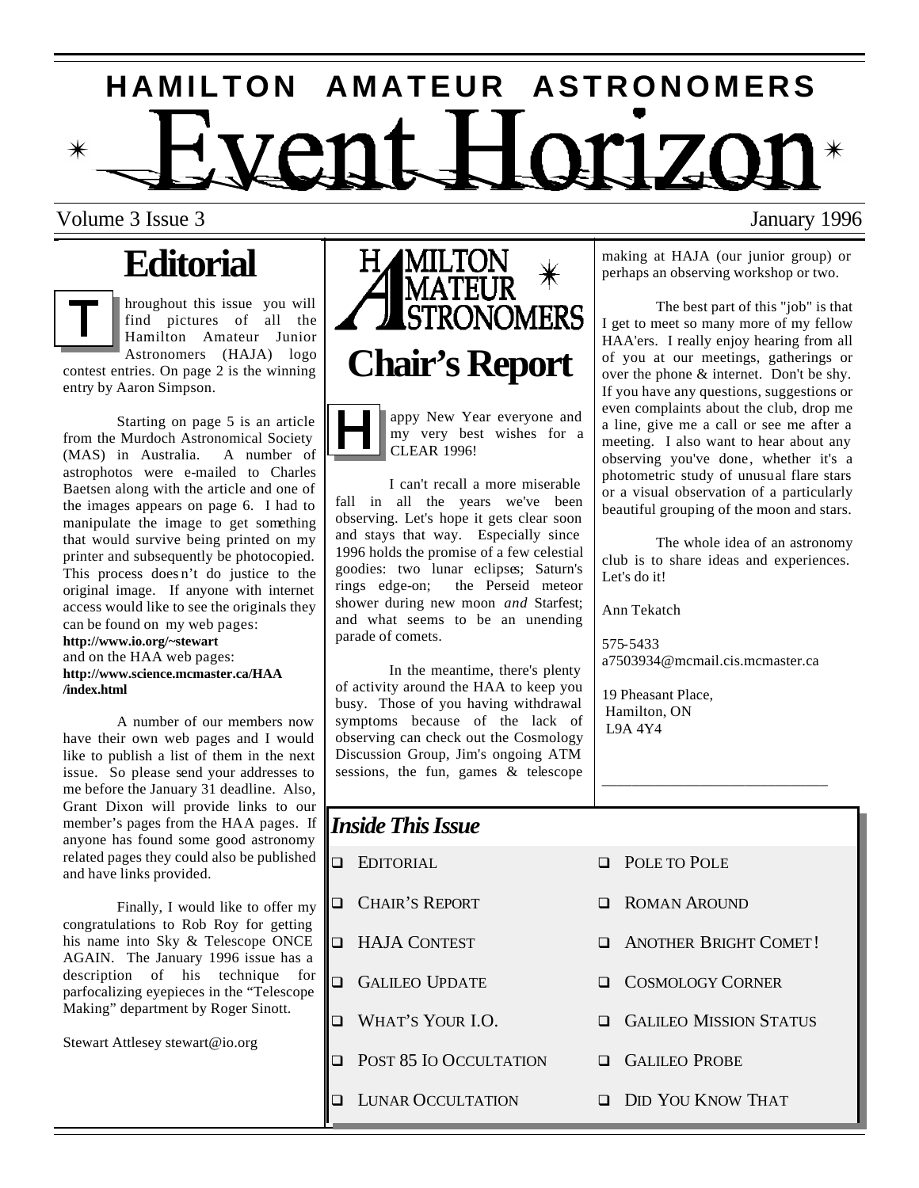# HAMILTON AMATEUR ASTRONOMERS

# Event Horizon

Volume 3 Issue 3 — January 1996

## Editorial

Throughout this issue you will find pictures of all the Hamilton Amateur Junior Astronomers (HAJA) logo contest entries. On page 2 is the winning entry by Aaron Simpson.

Starting on page 5 is an article from the Murdoch Astronomical Society (MAS) in Australia. A number of astrophotos were e-mailed to Charles Baetsen along with the article and one of the images appears on page 6. I had to manipulate the image to get something that would survive being printed on my printer and subsequently be photocopied. This process doesn't do justice to the original image. If anyone with internet access would like to see the originals they can be found on my web pages:
**http://www.io.org/~stewart**
and on the HAA web pages:
**http://www.science.mcmaster.ca/HAA/index.html**

A number of our members now have their own web pages and I would like to publish a list of them in the next issue. So please send your addresses to me before the January 31 deadline. Also, Grant Dixon will provide links to our member's pages from the HAA pages. If anyone has found some good astronomy related pages they could also be published and have links provided.

Finally, I would like to offer my congratulations to Rob Roy for getting his name into Sky & Telescope ONCE AGAIN. The January 1996 issue has a description of his technique for parfocalizing eyepieces in the "Telescope Making" department by Roger Sinott.

Stewart Attlesey stewart@io.org

## HAMILTON AMATEUR ASTRONOMERS Chair's Report

Happy New Year everyone and my very best wishes for a CLEAR 1996!

I can't recall a more miserable fall in all the years we've been observing. Let's hope it gets clear soon and stays that way. Especially since 1996 holds the promise of a few celestial goodies: two lunar eclipses; Saturn's rings edge-on; the Perseid meteor shower during new moon *and* Starfest; and what seems to be an unending parade of comets.

In the meantime, there's plenty of activity around the HAA to keep you busy. Those of you having withdrawal symptoms because of the lack of observing can check out the Cosmology Discussion Group, Jim's ongoing ATM sessions, the fun, games & telescope making at HAJA (our junior group) or perhaps an observing workshop or two.

The best part of this "job" is that I get to meet so many more of my fellow HAA'ers. I really enjoy hearing from all of you at our meetings, gatherings or over the phone & internet. Don't be shy. If you have any questions, suggestions or even complaints about the club, drop me a line, give me a call or see me after a meeting. I also want to hear about any observing you've done, whether it's a photometric study of unusual flare stars or a visual observation of a particularly beautiful grouping of the moon and stars.

The whole idea of an astronomy club is to share ideas and experiences. Let's do it!

Ann Tekatch

575-5433
a7503934@mcmail.cis.mcmaster.ca

19 Pheasant Place,
Hamilton, ON
L9A 4Y4

## Inside This Issue

- Editorial
- Chair's Report
- HAJA Contest
- Galileo Update
- What's Your I.O.
- Post 85 Io Occultation
- Lunar Occultation
- Pole to Pole
- Roman Around
- Another Bright Comet!
- Cosmology Corner
- Galileo Mission Status
- Galileo Probe
- Did You Know That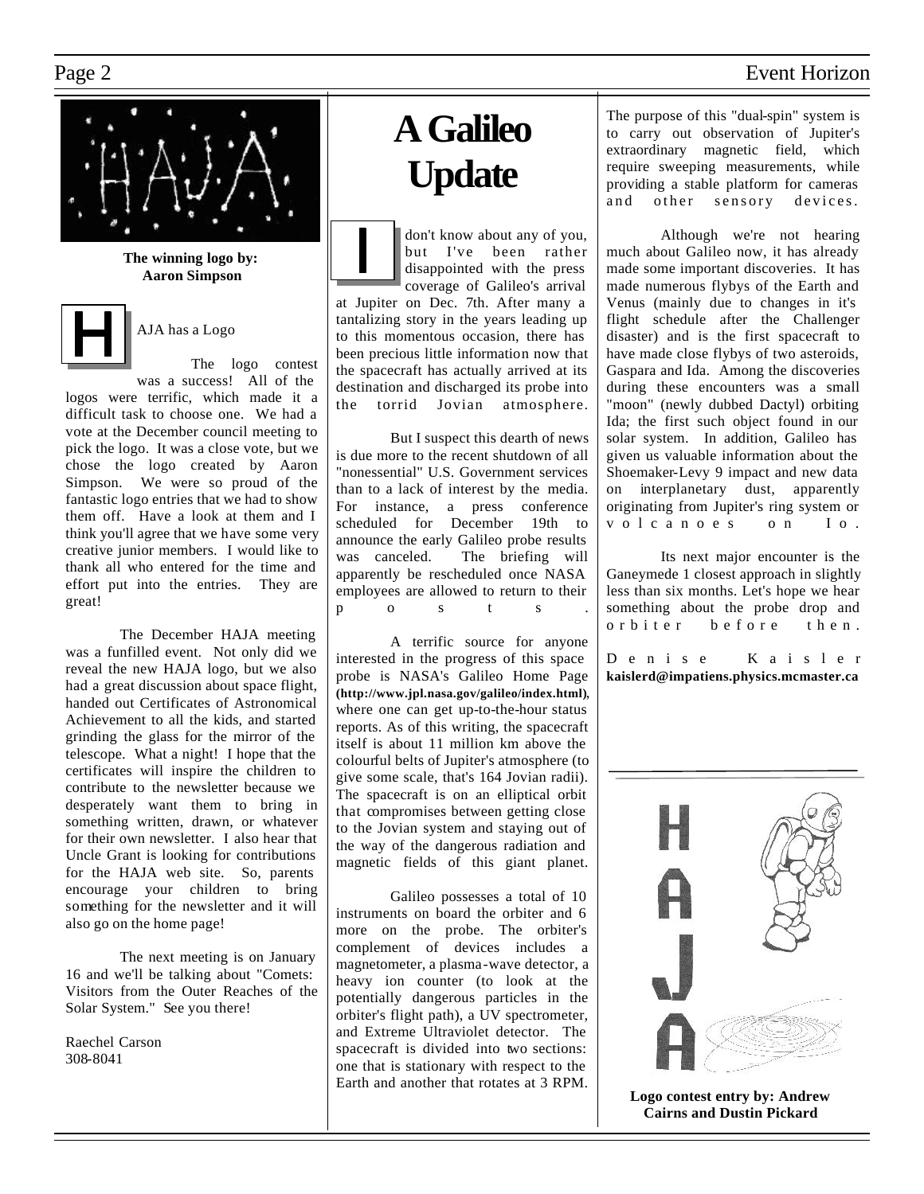The winning logo by: Aaron Simpson

## HAJA has a Logo

The logo contest was a success! All of the logos were terrific, which made it a difficult task to choose one. We had a vote at the December council meeting to pick the logo. It was a close vote, but we chose the logo created by Aaron Simpson. We were so proud of the fantastic logo entries that we had to show them off. Have a look at them and I think you'll agree that we have some very creative junior members. I would like to thank all who entered for the time and effort put into the entries. They are great!

The December HAJA meeting was a funfilled event. Not only did we reveal the new HAJA logo, but we also had a great discussion about space flight, handed out Certificates of Astronomical Achievement to all the kids, and started grinding the glass for the mirror of the telescope. What a night! I hope that the certificates will inspire the children to contribute to the newsletter because we desperately want them to bring in something written, drawn, or whatever for their own newsletter. I also hear that Uncle Grant is looking for contributions for the HAJA web site. So, parents encourage your children to bring something for the newsletter and it will also go on the home page!

The next meeting is on January 16 and we'll be talking about "Comets: Visitors from the Outer Reaches of the Solar System." See you there!

Raechel Carson
308-8041

# A Galileo Update

I don't know about any of you, but I've been rather disappointed with the press coverage of Galileo's arrival at Jupiter on Dec. 7th. After many a tantalizing story in the years leading up to this momentous occasion, there has been precious little information now that the spacecraft has actually arrived at its destination and discharged its probe into the torrid Jovian atmosphere.

But I suspect this dearth of news is due more to the recent shutdown of all "nonessential" U.S. Government services than to a lack of interest by the media. For instance, a press conference scheduled for December 19th to announce the early Galileo probe results was canceled. The briefing will apparently be rescheduled once NASA employees are allowed to return to their posts.

A terrific source for anyone interested in the progress of this space probe is NASA's Galileo Home Page **(http://www.jpl.nasa.gov/galileo/index.html)**, where one can get up-to-the-hour status reports. As of this writing, the spacecraft itself is about 11 million km above the colourful belts of Jupiter's atmosphere (to give some scale, that's 164 Jovian radii). The spacecraft is on an elliptical orbit that compromises between getting close to the Jovian system and staying out of the way of the dangerous radiation and magnetic fields of this giant planet.

Galileo possesses a total of 10 instruments on board the orbiter and 6 more on the probe. The orbiter's complement of devices includes a magnetometer, a plasma-wave detector, a heavy ion counter (to look at the potentially dangerous particles in the orbiter's flight path), a UV spectrometer, and Extreme Ultraviolet detector. The spacecraft is divided into two sections: one that is stationary with respect to the Earth and another that rotates at 3 RPM. The purpose of this "dual-spin" system is to carry out observation of Jupiter's extraordinary magnetic field, which require sweeping measurements, while providing a stable platform for cameras and other sensory devices.

Although we're not hearing much about Galileo now, it has already made some important discoveries. It has made numerous flybys of the Earth and Venus (mainly due to changes in it's flight schedule after the Challenger disaster) and is the first spacecraft to have made close flybys of two asteroids, Gaspara and Ida. Among the discoveries during these encounters was a small "moon" (newly dubbed Dactyl) orbiting Ida; the first such object found in our solar system. In addition, Galileo has given us valuable information about the Shoemaker-Levy 9 impact and new data on interplanetary dust, apparently originating from Jupiter's ring system or volcanoes on Io.

Its next major encounter is the Ganeymede 1 closest approach in slightly less than six months. Let's hope we hear something about the probe drop and orbiter before then.

Denise Kaisler
**kaislerd@impatiens.physics.mcmaster.ca**

**Logo contest entry by: Andrew Cairns and Dustin Pickard**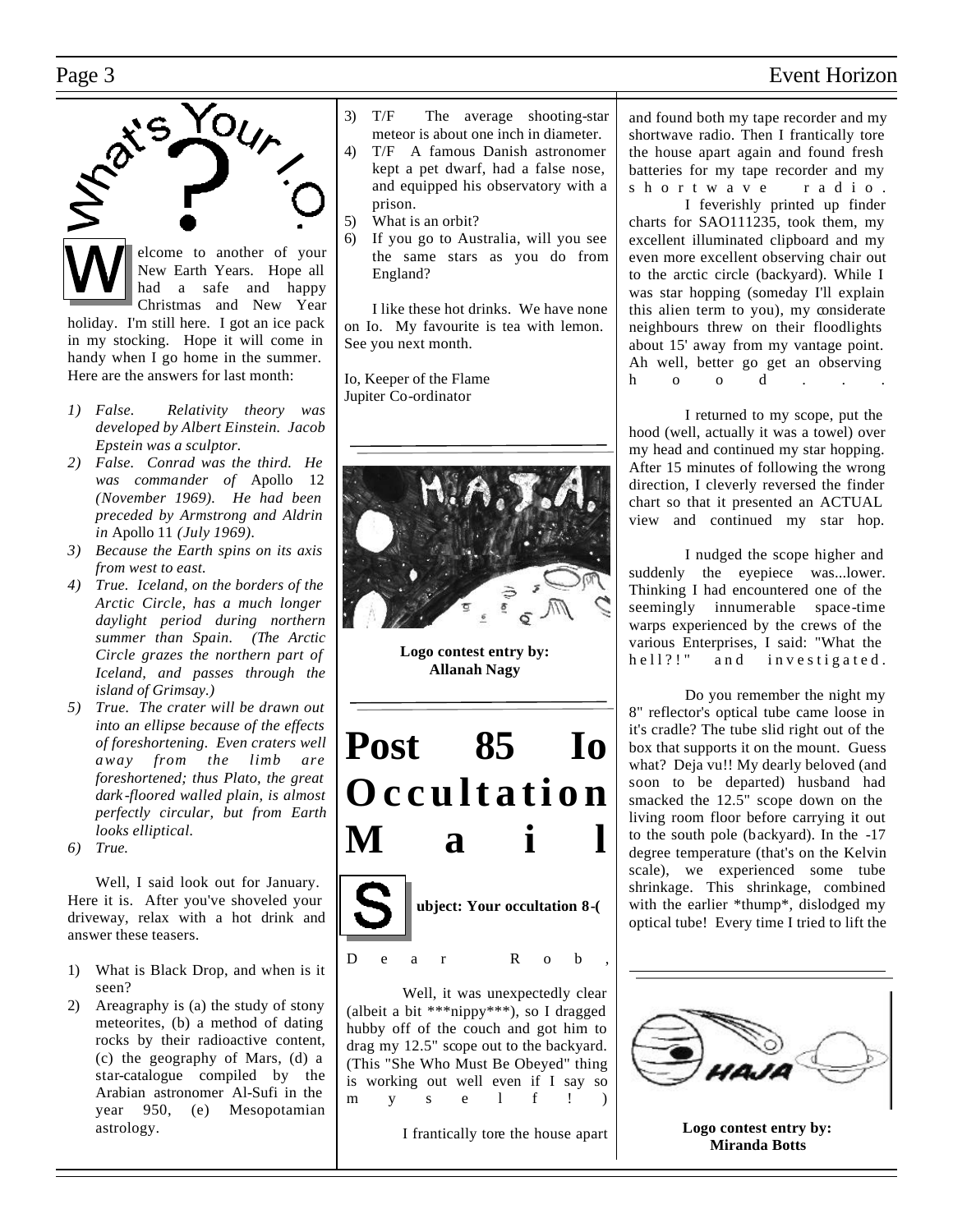## What's Your I.Q.?

Welcome to another of your New Earth Years. Hope all had a safe and happy Christmas and New Year holiday. I'm still here. I got an ice pack in my stocking. Hope it will come in handy when I go home in the summer. Here are the answers for last month:

1) *False. Relativity theory was developed by Albert Einstein. Jacob Epstein was a sculptor.*
2) *False. Conrad was the third. He was commander of* Apollo 12 *(November 1969). He had been preceded by Armstrong and Aldrin in* Apollo 11 *(July 1969).*
3) *Because the Earth spins on its axis from west to east.*
4) *True. Iceland, on the borders of the Arctic Circle, has a much longer daylight period during northern summer than Spain. (The Arctic Circle grazes the northern part of Iceland, and passes through the island of Grimsay.)*
5) *True. The crater will be drawn out into an ellipse because of the effects of foreshortening. Even craters well away from the limb are foreshortened; thus Plato, the great dark-floored walled plain, is almost perfectly circular, but from Earth looks elliptical.*
6) *True.*

Well, I said look out for January. Here it is. After you've shoveled your driveway, relax with a hot drink and answer these teasers.

1) What is Black Drop, and when is it seen?
2) Areagraphy is (a) the study of stony meteorites, (b) a method of dating rocks by their radioactive content, (c) the geography of Mars, (d) a star-catalogue compiled by the Arabian astronomer Al-Sufi in the year 950, (e) Mesopotamian astrology.
3) T/F The average shooting-star meteor is about one inch in diameter.
4) T/F A famous Danish astronomer kept a pet dwarf, had a false nose, and equipped his observatory with a prison.
5) What is an orbit?
6) If you go to Australia, will you see the same stars as you do from England?

I like these hot drinks. We have none on Io. My favourite is tea with lemon. See you next month.

Io, Keeper of the Flame
Jupiter Co-ordinator

**Logo contest entry by: Allanah Nagy**

# Post 85 Io Occultation Mail

**Subject: Your occultation 8-(**

Dear Rob,

Well, it was unexpectedly clear (albeit a bit ***nippy***), so I dragged hubby off of the couch and got him to drag my 12.5" scope out to the backyard. (This "She Who Must Be Obeyed" thing is working out well even if I say so myself!)

I frantically tore the house apart and found both my tape recorder and my shortwave radio. Then I frantically tore the house apart again and found fresh batteries for my tape recorder and my shortwave radio.

I feverishly printed up finder charts for SAO111235, took them, my excellent illuminated clipboard and my even more excellent observing chair out to the arctic circle (backyard). While I was star hopping (someday I'll explain this alien term to you), my considerate neighbours threw on their floodlights about 15' away from my vantage point. Ah well, better go get an observing hood...

I returned to my scope, put the hood (well, actually it was a towel) over my head and continued my star hopping. After 15 minutes of following the wrong direction, I cleverly reversed the finder chart so that it presented an ACTUAL view and continued my star hop.

I nudged the scope higher and suddenly the eyepiece was...lower. Thinking I had encountered one of the seemingly innumerable space-time warps experienced by the crews of the various Enterprises, I said: "What the hell?!" and investigated.

Do you remember the night my 8" reflector's optical tube came loose in it's cradle? The tube slid right out of the box that supports it on the mount. Guess what? Deja vu!! My dearly beloved (and soon to be departed) husband had smacked the 12.5" scope down on the living room floor before carrying it out to the south pole (backyard). In the -17 degree temperature (that's on the Kelvin scale), we experienced some tube shrinkage. This shrinkage, combined with the earlier *thump*, dislodged my optical tube! Every time I tried to lift the

**Logo contest entry by: Miranda Botts**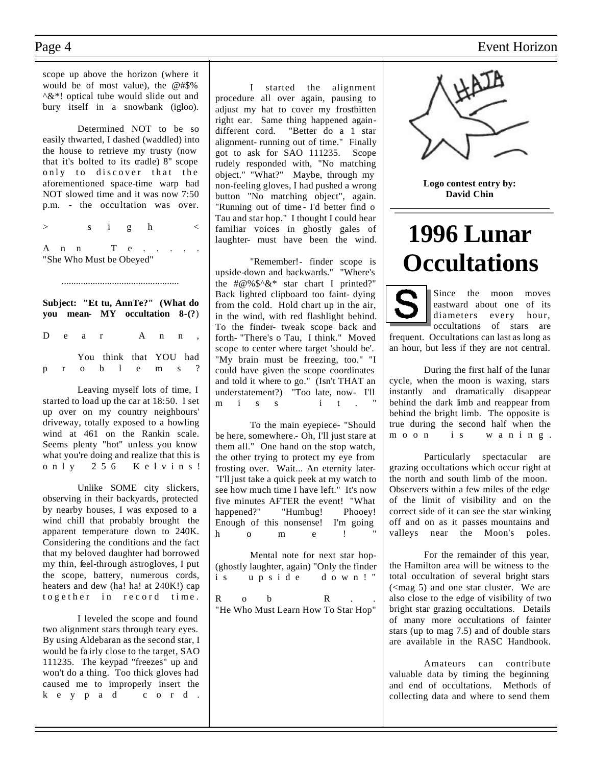scope up above the horizon (where it would be of most value), the @#$% ^&*! optical tube would slide out and bury itself in a snowbank (igloo).

Determined NOT to be so easily thwarted, I dashed (waddled) into the house to retrieve my trusty (now that it's bolted to its cradle) 8" scope only to discover that the aforementioned space-time warp had NOT slowed time and it was now 7:50 p.m. - the occultation was over.

> s i g h <

A n n T e . . . . .
"She Who Must be Obeyed"

................................................

**Subject: "Et tu, AnnTe?" (What do you mean- MY occultation 8-(?)**

Dear Ann,

You think that YOU had problems?

Leaving myself lots of time, I started to load up the car at 18:50. I set up over on my country neighbours' driveway, totally exposed to a howling wind at 461 on the Rankin scale. Seems plenty "hot" unless you know what you're doing and realize that this is only 256 Kelvins!

Unlike SOME city slickers, observing in their backyards, protected by nearby houses, I was exposed to a wind chill that probably brought the apparent temperature down to 240K. Considering the conditions and the fact that my beloved daughter had borrowed my thin, feel-through astrogloves, I put the scope, battery, numerous cords, heaters and dew (ha! ha! at 240K!) cap together in record time.

I leveled the scope and found two alignment stars through teary eyes. By using Aldebaran as the second star, I would be fairly close to the target, SAO 111235. The keypad "freezes" up and won't do a thing. Too thick gloves had caused me to improperly insert the keypad cord.

I started the alignment procedure all over again, pausing to adjust my hat to cover my frostbitten right ear. Same thing happened again- different cord. "Better do a 1 star alignment- running out of time." Finally got to ask for SAO 111235. Scope rudely responded with, "No matching object." "What?" Maybe, through my non-feeling gloves, I had pushed a wrong button "No matching object", again. "Running out of time - I'd better find o Tau and star hop." I thought I could hear familiar voices in ghostly gales of laughter- must have been the wind.

"Remember!- finder scope is upside-down and backwards." "Where's the #@%$^&* star chart I printed?" Back lighted clipboard too faint- dying from the cold. Hold chart up in the air, in the wind, with red flashlight behind. To the finder- tweak scope back and forth- "There's o Tau, I think." Moved scope to center where target 'should be'. "My brain must be freezing, too." "I could have given the scope coordinates and told it where to go." (Isn't THAT an understatement?) "Too late, now- I'll miss it."

To the main eyepiece- "Should be here, somewhere.- Oh, I'll just stare at them all." One hand on the stop watch, the other trying to protect my eye from frosting over. Wait... An eternity later- "I'll just take a quick peek at my watch to see how much time I have left." It's now five minutes AFTER the event! "What happened?" "Humbug! Phooey! Enough of this nonsense! I'm going home!"

Mental note for next star hop- (ghostly laughter, again) "Only the finder is upside down!"

R o b R . .
"He Who Must Learn How To Star Hop"

**Logo contest entry by: David Chin**

# 1996 Lunar Occultations

Since the moon moves eastward about one of its diameters every hour, occultations of stars are frequent. Occultations can last as long as an hour, but less if they are not central.

During the first half of the lunar cycle, when the moon is waxing, stars instantly and dramatically disappear behind the dark limb and reappear from behind the bright limb. The opposite is true during the second half when the moon is waning.

Particularly spectacular are grazing occultations which occur right at the north and south limb of the moon. Observers within a few miles of the edge of the limit of visibility and on the correct side of it can see the star winking off and on as it passes mountains and valleys near the Moon's poles.

For the remainder of this year, the Hamilton area will be witness to the total occultation of several bright stars (<mag 5) and one star cluster. We are also close to the edge of visibility of two bright star grazing occultations. Details of many more occultations of fainter stars (up to mag 7.5) and of double stars are available in the RASC Handbook.

Amateurs can contribute valuable data by timing the beginning and end of occultations. Methods of collecting data and where to send them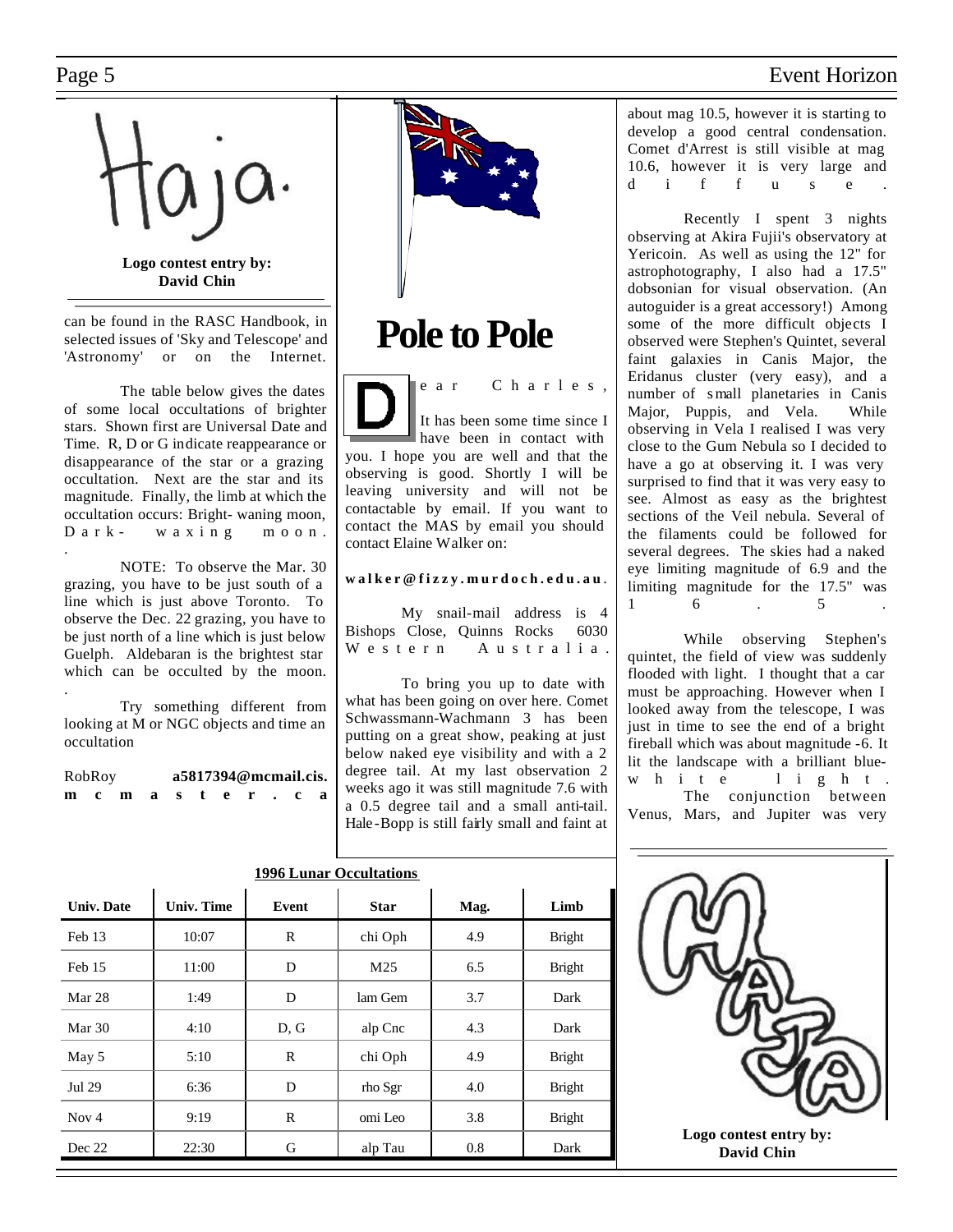Logo contest entry by: David Chin

can be found in the RASC Handbook, in selected issues of 'Sky and Telescope' and 'Astronomy' or on the Internet.

The table below gives the dates of some local occultations of brighter stars. Shown first are Universal Date and Time. R, D or G indicate reappearance or disappearance of the star or a grazing occultation. Next are the star and its magnitude. Finally, the limb at which the occultation occurs: Bright- waning moon, Dark- waxing moon.

NOTE: To observe the Mar. 30 grazing, you have to be just south of a line which is just above Toronto. To observe the Dec. 22 grazing, you have to be just north of a line which is just below Guelph. Aldebaran is the brightest star which can be occulted by the moon.

Try something different from looking at M or NGC objects and time an occultation

RobRoy **a5817394@mcmail.cis.mcmaster.ca**

# Pole to Pole

Dear Charles,

It has been some time since I have been in contact with you. I hope you are well and that the observing is good. Shortly I will be leaving university and will not be contactable by email. If you want to contact the MAS by email you should contact Elaine Walker on:

**walker@fizzy.murdoch.edu.au**.

My snail-mail address is 4 Bishops Close, Quinns Rocks 6030 Western Australia.

To bring you up to date with what has been going on over here. Comet Schwassmann-Wachmann 3 has been putting on a great show, peaking at just below naked eye visibility and with a 2 degree tail. At my last observation 2 weeks ago it was still magnitude 7.6 with a 0.5 degree tail and a small anti-tail. Hale-Bopp is still fairly small and faint at about mag 10.5, however it is starting to develop a good central condensation. Comet d'Arrest is still visible at mag 10.6, however it is very large and diffuse.

Recently I spent 3 nights observing at Akira Fujii's observatory at Yericoin. As well as using the 12" for astrophotography, I also had a 17.5" dobsonian for visual observation. (An autoguider is a great accessory!) Among some of the more difficult objects I observed were Stephen's Quintet, several faint galaxies in Canis Major, the Eridanus cluster (very easy), and a number of small planetaries in Canis Major, Puppis, and Vela. While observing in Vela I realised I was very close to the Gum Nebula so I decided to have a go at observing it. I was very surprised to find that it was very easy to see. Almost as easy as the brightest sections of the Veil nebula. Several of the filaments could be followed for several degrees. The skies had a naked eye limiting magnitude of 6.9 and the limiting magnitude for the 17.5" was 16.5.

While observing Stephen's quintet, the field of view was suddenly flooded with light. I thought that a car must be approaching. However when I looked away from the telescope, I was just in time to see the end of a bright fireball which was about magnitude -6. It lit the landscape with a brilliant blue-white light.

The conjunction between Venus, Mars, and Jupiter was very

**1996 Lunar Occultations**

| Univ. Date | Univ. Time | Event | Star | Mag. | Limb |
|---|---|---|---|---|---|
| Feb 13 | 10:07 | R | chi Oph | 4.9 | Bright |
| Feb 15 | 11:00 | D | M25 | 6.5 | Bright |
| Mar 28 | 1:49 | D | lam Gem | 3.7 | Dark |
| Mar 30 | 4:10 | D, G | alp Cnc | 4.3 | Dark |
| May 5 | 5:10 | R | chi Oph | 4.9 | Bright |
| Jul 29 | 6:36 | D | rho Sgr | 4.0 | Bright |
| Nov 4 | 9:19 | R | omi Leo | 3.8 | Bright |
| Dec 22 | 22:30 | G | alp Tau | 0.8 | Dark |

Logo contest entry by: David Chin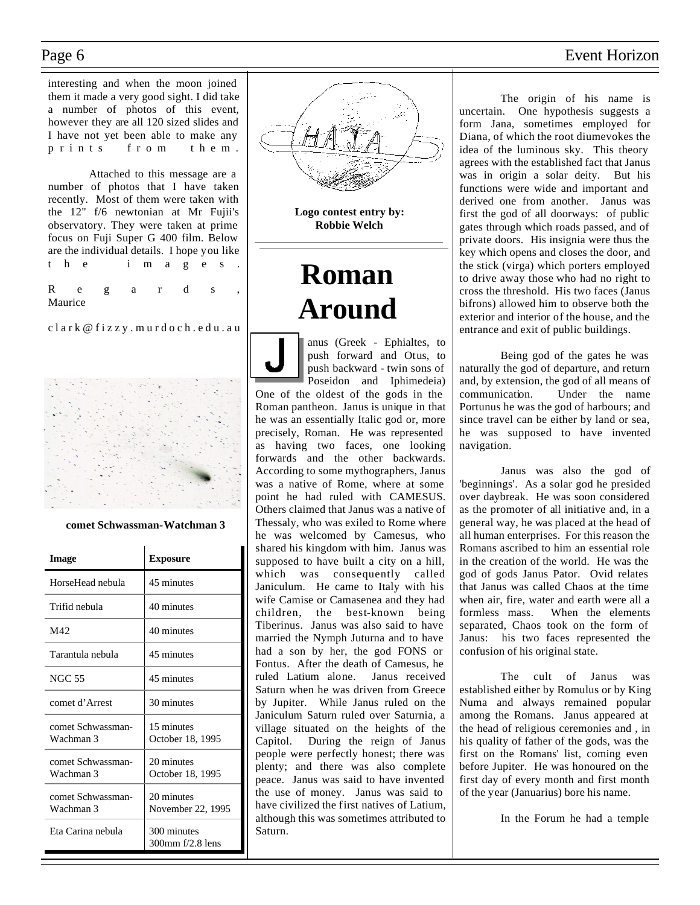interesting and when the moon joined them it made a very good sight. I did take a number of photos of this event, however they are all 120 sized slides and I have not yet been able to make any prints from them.

Attached to this message are a number of photos that I have taken recently. Most of them were taken with the 12" f/6 newtonian at Mr Fujii's observatory. They were taken at prime focus on Fuji Super G 400 film. Below are the individual details. I hope you like the images.

Regards,
Maurice

clark@fizzy.murdoch.edu.au

**comet Schwassman-Watchman 3**

| Image | Exposure |
|---|---|
| HorseHead nebula | 45 minutes |
| Trifid nebula | 40 minutes |
| M42 | 40 minutes |
| Tarantula nebula | 45 minutes |
| NGC 55 | 45 minutes |
| comet d'Arrest | 30 minutes |
| comet Schwassman-Wachman 3 | 15 minutes October 18, 1995 |
| comet Schwassman-Wachman 3 | 20 minutes October 18, 1995 |
| comet Schwassman-Wachman 3 | 20 minutes November 22, 1995 |
| Eta Carina nebula | 300 minutes 300mm f/2.8 lens |

**Logo contest entry by: Robbie Welch**

# Roman Around

Janus (Greek - Ephialtes, to push forward and Otus, to push backward - twin sons of Poseidon and Iphimedeia) One of the oldest of the gods in the Roman pantheon. Janus is unique in that he was an essentially Italic god or, more precisely, Roman. He was represented as having two faces, one looking forwards and the other backwards. According to some mythographers, Janus was a native of Rome, where at some point he had ruled with CAMESUS. Others claimed that Janus was a native of Thessaly, who was exiled to Rome where he was welcomed by Camesus, who shared his kingdom with him. Janus was supposed to have built a city on a hill, which was consequently called Janiculum. He came to Italy with his wife Camise or Camasenea and they had children, the best-known being Tiberinus. Janus was also said to have married the Nymph Juturna and to have had a son by her, the god FONS or Fontus. After the death of Camesus, he ruled Latium alone. Janus received Saturn when he was driven from Greece by Jupiter. While Janus ruled on the Janiculum Saturn ruled over Saturnia, a village situated on the heights of the Capitol. During the reign of Janus people were perfectly honest; there was plenty; and there was also complete peace. Janus was said to have invented the use of money. Janus was said to have civilized the first natives of Latium, although this was sometimes attributed to Saturn.

The origin of his name is uncertain. One hypothesis suggests a form Jana, sometimes employed for Diana, of which the root diumevokes the idea of the luminous sky. This theory agrees with the established fact that Janus was in origin a solar deity. But his functions were wide and important and derived one from another. Janus was first the god of all doorways: of public gates through which roads passed, and of private doors. His insignia were thus the key which opens and closes the door, and the stick (virga) which porters employed to drive away those who had no right to cross the threshold. His two faces (Janus bifrons) allowed him to observe both the exterior and interior of the house, and the entrance and exit of public buildings.

Being god of the gates he was naturally the god of departure, and return and, by extension, the god of all means of communication. Under the name Portunus he was the god of harbours; and since travel can be either by land or sea, he was supposed to have invented navigation.

Janus was also the god of 'beginnings'. As a solar god he presided over daybreak. He was soon considered as the promoter of all initiative and, in a general way, he was placed at the head of all human enterprises. For this reason the Romans ascribed to him an essential role in the creation of the world. He was the god of gods Janus Pator. Ovid relates that Janus was called Chaos at the time when air, fire, water and earth were all a formless mass. When the elements separated, Chaos took on the form of Janus: his two faces represented the confusion of his original state.

The cult of Janus was established either by Romulus or by King Numa and always remained popular among the Romans. Janus appeared at the head of religious ceremonies and , in his quality of father of the gods, was the first on the Romans' list, coming even before Jupiter. He was honoured on the first day of every month and first month of the year (Januarius) bore his name.

In the Forum he had a temple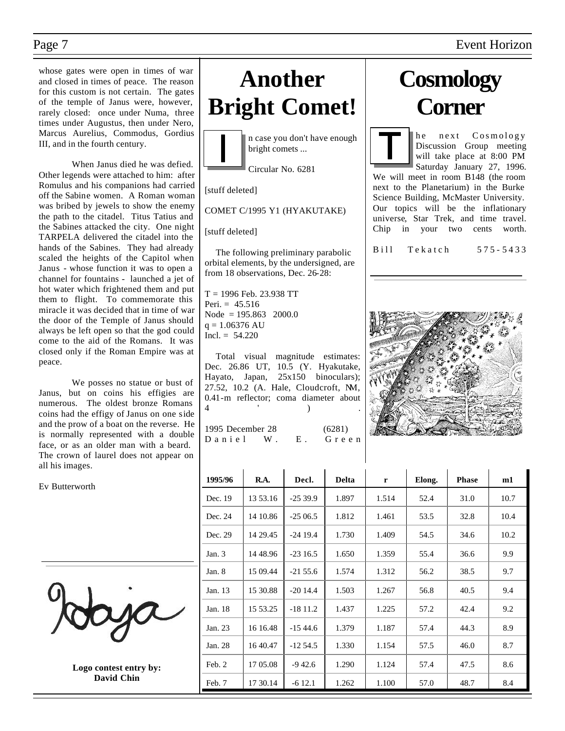whose gates were open in times of war and closed in times of peace. The reason for this custom is not certain. The gates of the temple of Janus were, however, rarely closed: once under Numa, three times under Augustus, then under Nero, Marcus Aurelius, Commodus, Gordius III, and in the fourth century.

When Janus died he was defied. Other legends were attached to him: after Romulus and his companions had carried off the Sabine women. A Roman woman was bribed by jewels to show the enemy the path to the citadel. Titus Tatius and the Sabines attacked the city. One night TARPELA delivered the citadel into the hands of the Sabines. They had already scaled the heights of the Capitol when Janus - whose function it was to open a channel for fountains - launched a jet of hot water which frightened them and put them to flight. To commemorate this miracle it was decided that in time of war the door of the Temple of Janus should always be left open so that the god could come to the aid of the Romans. It was closed only if the Roman Empire was at peace.

We posses no statue or bust of Janus, but on coins his effigies are numerous. The oldest bronze Romans coins had the effigy of Janus on one side and the prow of a boat on the reverse. He is normally represented with a double face, or as an older man with a beard. The crown of laurel does not appear on all his images.

Ev Butterworth

**Logo contest entry by: David Chin**

# Another Bright Comet!

In case you don't have enough bright comets ...

Circular No. 6281

[stuff deleted]

COMET C/1995 Y1 (HYAKUTAKE)

[stuff deleted]

The following preliminary parabolic orbital elements, by the undersigned, are from 18 observations, Dec. 26-28:

T = 1996 Feb. 23.938 TT
Peri. = 45.516
Node = 195.863 2000.0
q = 1.06376 AU
Incl. = 54.220

Total visual magnitude estimates: Dec. 26.86 UT, 10.5 (Y. Hyakutake, Hayato, Japan, 25x150 binoculars); 27.52, 10.2 (A. Hale, Cloudcroft, NM, 0.41-m reflector; coma diameter about 4').

1995 December 28 (6281)
Daniel W. E. Green

| 1995/96 | R.A. | Decl. | Delta | r | Elong. | Phase | m1 |
|---|---|---|---|---|---|---|---|
| Dec. 19 | 13 53.16 | -25 39.9 | 1.897 | 1.514 | 52.4 | 31.0 | 10.7 |
| Dec. 24 | 14 10.86 | -25 06.5 | 1.812 | 1.461 | 53.5 | 32.8 | 10.4 |
| Dec. 29 | 14 29.45 | -24 19.4 | 1.730 | 1.409 | 54.5 | 34.6 | 10.2 |
| Jan. 3 | 14 48.96 | -23 16.5 | 1.650 | 1.359 | 55.4 | 36.6 | 9.9 |
| Jan. 8 | 15 09.44 | -21 55.6 | 1.574 | 1.312 | 56.2 | 38.5 | 9.7 |
| Jan. 13 | 15 30.88 | -20 14.4 | 1.503 | 1.267 | 56.8 | 40.5 | 9.4 |
| Jan. 18 | 15 53.25 | -18 11.2 | 1.437 | 1.225 | 57.2 | 42.4 | 9.2 |
| Jan. 23 | 16 16.48 | -15 44.6 | 1.379 | 1.187 | 57.4 | 44.3 | 8.9 |
| Jan. 28 | 16 40.47 | -12 54.5 | 1.330 | 1.154 | 57.5 | 46.0 | 8.7 |
| Feb. 2 | 17 05.08 | -9 42.6 | 1.290 | 1.124 | 57.4 | 47.5 | 8.6 |
| Feb. 7 | 17 30.14 | -6 12.1 | 1.262 | 1.100 | 57.0 | 48.7 | 8.4 |

# Cosmology Corner

The next Cosmology Discussion Group meeting will take place at 8:00 PM Saturday January 27, 1996. We will meet in room B148 (the room next to the Planetarium) in the Burke Science Building, McMaster University. Our topics will be the inflationary universe, Star Trek, and time travel. Chip in your two cents worth.

Bill Tekatch 575-5433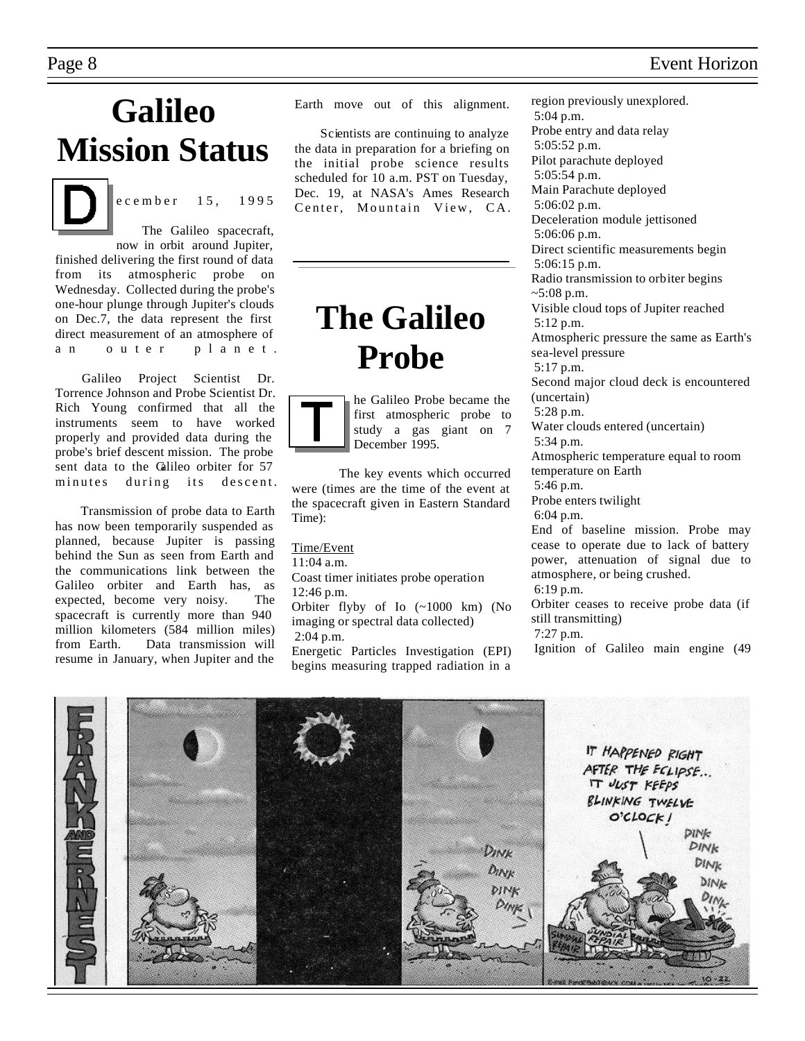# Galileo Mission Status

December 15, 1995

The Galileo spacecraft, now in orbit around Jupiter, finished delivering the first round of data from its atmospheric probe on Wednesday. Collected during the probe's one-hour plunge through Jupiter's clouds on Dec.7, the data represent the first direct measurement of an atmosphere of an outer planet.

Galileo Project Scientist Dr. Torrence Johnson and Probe Scientist Dr. Rich Young confirmed that all the instruments seem to have worked properly and provided data during the probe's brief descent mission. The probe sent data to the Galileo orbiter for 57 minutes during its descent.

Transmission of probe data to Earth has now been temporarily suspended as planned, because Jupiter is passing behind the Sun as seen from Earth and the communications link between the Galileo orbiter and Earth has, as expected, become very noisy. The spacecraft is currently more than 940 million kilometers (584 million miles) from Earth. Data transmission will resume in January, when Jupiter and the Earth move out of this alignment.

Scientists are continuing to analyze the data in preparation for a briefing on the initial probe science results scheduled for 10 a.m. PST on Tuesday, Dec. 19, at NASA's Ames Research Center, Mountain View, CA.

# The Galileo Probe

The Galileo Probe became the first atmospheric probe to study a gas giant on 7 December 1995.

The key events which occurred were (times are the time of the event at the spacecraft given in Eastern Standard Time):

Time/Event

11:04 a.m.
Coast timer initiates probe operation

12:46 p.m.
Orbiter flyby of Io (~1000 km) (No imaging or spectral data collected)

2:04 p.m.
Energetic Particles Investigation (EPI) begins measuring trapped radiation in a region previously unexplored.

5:04 p.m.
Probe entry and data relay

5:05:52 p.m.
Pilot parachute deployed

5:05:54 p.m.
Main Parachute deployed

5:06:02 p.m.
Deceleration module jettisoned

5:06:06 p.m.
Direct scientific measurements begin

5:06:15 p.m.
Radio transmission to orbiter begins

~5:08 p.m.
Visible cloud tops of Jupiter reached

5:12 p.m.
Atmospheric pressure the same as Earth's sea-level pressure

5:17 p.m.
Second major cloud deck is encountered (uncertain)

5:28 p.m.
Water clouds entered (uncertain)

5:34 p.m.
Atmospheric temperature equal to room temperature on Earth

5:46 p.m.
Probe enters twilight

6:04 p.m.
End of baseline mission. Probe may cease to operate due to lack of battery power, attenuation of signal due to atmosphere, or being crushed.

6:19 p.m.
Orbiter ceases to receive probe data (if still transmitting)

7:27 p.m.
Ignition of Galileo main engine (49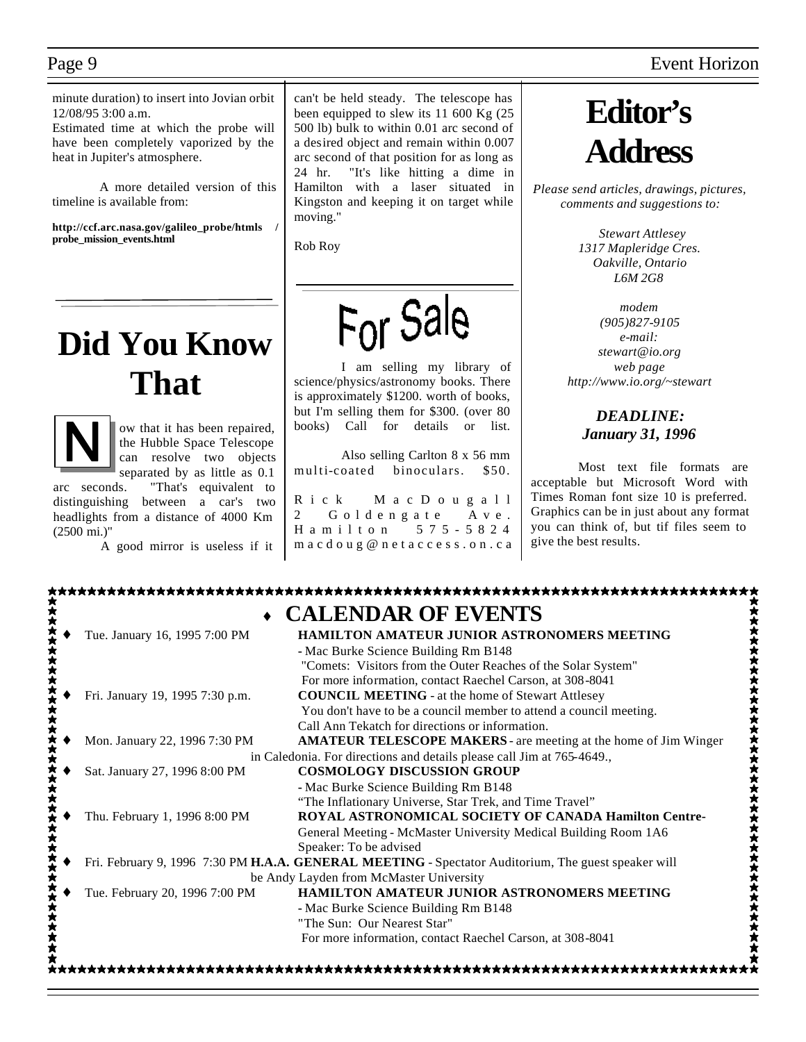minute duration) to insert into Jovian orbit 12/08/95 3:00 a.m.

Estimated time at which the probe will have been completely vaporized by the heat in Jupiter's atmosphere.

A more detailed version of this timeline is available from:

**http://ccf.arc.nasa.gov/galileo_probe/htmls / probe_mission_events.html**

# Did You Know That

Now that it has been repaired, the Hubble Space Telescope can resolve two objects separated by as little as 0.1 arc seconds. "That's equivalent to distinguishing between a car's two headlights from a distance of 4000 Km (2500 mi.)"

A good mirror is useless if it can't be held steady. The telescope has been equipped to slew its 11 600 Kg (25 500 lb) bulk to within 0.01 arc second of a desired object and remain within 0.007 arc second of that position for as long as 24 hr. "It's like hitting a dime in Hamilton with a laser situated in Kingston and keeping it on target while moving."

Rob Roy

# For Sale

I am selling my library of science/physics/astronomy books. There is approximately $1200. worth of books, but I'm selling them for $300. (over 80 books) Call for details or list.

Also selling Carlton 8 x 56 mm multi-coated binoculars. $50.

Rick MacDougall
2 Goldengate Ave.
Hamilton 575-5824
macdoug@netaccess.on.ca

# Editor's Address

*Please send articles, drawings, pictures, comments and suggestions to:*

*Stewart Attlesey*
*1317 Mapleridge Cres.*
*Oakville, Ontario*
*L6M 2G8*

*modem*
*(905)827-9105*
*e-mail:*
*stewart@io.org*
*web page*
*http://www.io.org/~stewart*

***DEADLINE: January 31, 1996***

Most text file formats are acceptable but Microsoft Word with Times Roman font size 10 is preferred. Graphics can be in just about any format you can think of, but tif files seem to give the best results.

## CALENDAR OF EVENTS

- Tue. January 16, 1995 7:00 PM — **HAMILTON AMATEUR JUNIOR ASTRONOMERS MEETING**
  - Mac Burke Science Building Rm B148
  "Comets: Visitors from the Outer Reaches of the Solar System"
  For more information, contact Raechel Carson, at 308-8041
- Fri. January 19, 1995 7:30 p.m. — **COUNCIL MEETING** - at the home of Stewart Attlesey
  You don't have to be a council member to attend a council meeting.
  Call Ann Tekatch for directions or information.
- Mon. January 22, 1996 7:30 PM — **AMATEUR TELESCOPE MAKERS** - are meeting at the home of Jim Winger in Caledonia. For directions and details please call Jim at 765-4649.,
- Sat. January 27, 1996 8:00 PM — **COSMOLOGY DISCUSSION GROUP**
  - Mac Burke Science Building Rm B148
  "The Inflationary Universe, Star Trek, and Time Travel"
- Thu. February 1, 1996 8:00 PM — **ROYAL ASTRONOMICAL SOCIETY OF CANADA Hamilton Centre-**
  General Meeting - McMaster University Medical Building Room 1A6
  Speaker: To be advised
- Fri. February 9, 1996 7:30 PM **H.A.A. GENERAL MEETING** - Spectator Auditorium, The guest speaker will be Andy Layden from McMaster University
- Tue. February 20, 1996 7:00 PM — **HAMILTON AMATEUR JUNIOR ASTRONOMERS MEETING**
  - Mac Burke Science Building Rm B148
  "The Sun: Our Nearest Star"
  For more information, contact Raechel Carson, at 308-8041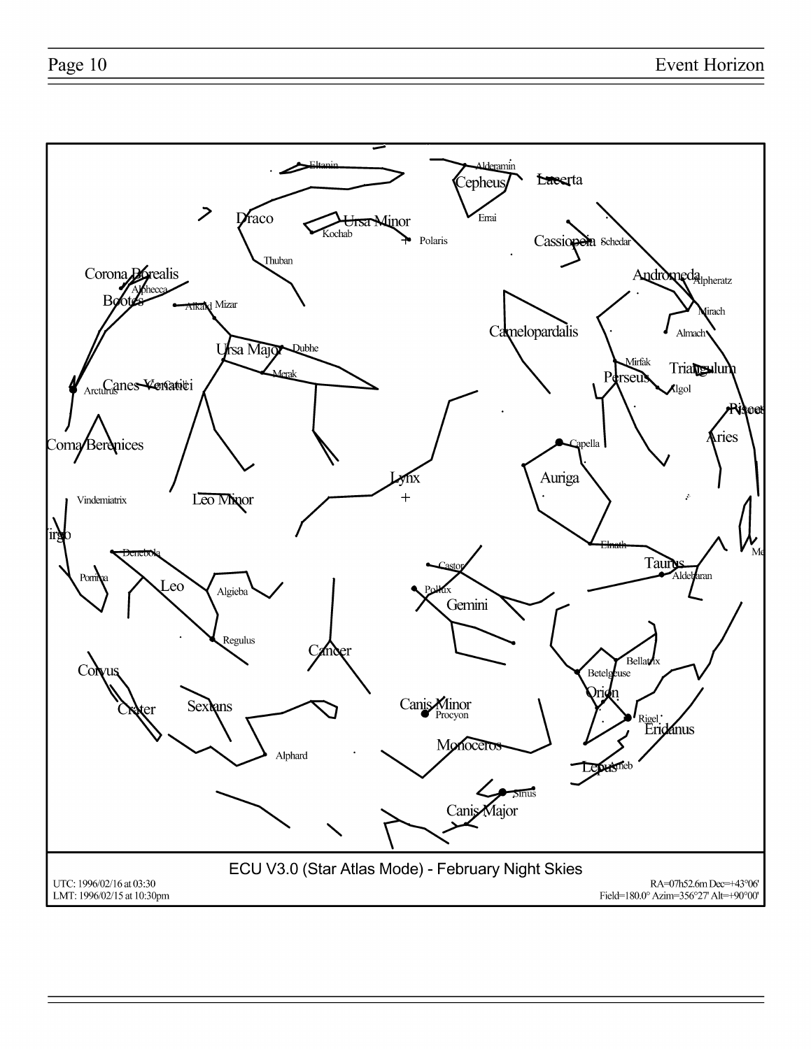Eltanin
Alderamin
Cepheus
Lacerta
Draco
Ursa Minor
Kochab
Polaris
Errai
Cassiopeia
Schedar
Thuban
Corona Borealis
Alphecca
Bootes
Alkaid
Mizar
Andromeda
Alpheratz
Mirach
Almach
Camelopardalis
Ursa Major
Dubhe
Merak
Mirfak
Perseus
Triangulum
Algol
Arcturus
Canes Venatici
Pisces
Coma Berenices
Capella
Aries
Lynx
Auriga
Vindemiatrix
Leo Minor
Virgo
Elnath
Denebola
Taurus
Castor
Aldebaran
Porrima
Leo
Pollux
Algieba
Gemini
Regulus
Cancer
Bellatrix
Corvus
Betelgeuse
Orion
Crater
Sextans
Canis Minor
Procyon
Rigel
Eridanus
Alphard
Monoceros
Lepus
Arneb
Sirius
Canis Major

ECU V3.0 (Star Atlas Mode) - February Night Skies

UTC: 1996/02/16 at 03:30
LMT: 1996/02/15 at 10:30pm

RA=07h52.6m Dec=+43°06'
Field=180.0° Azim=356°27' Alt=+90°00'